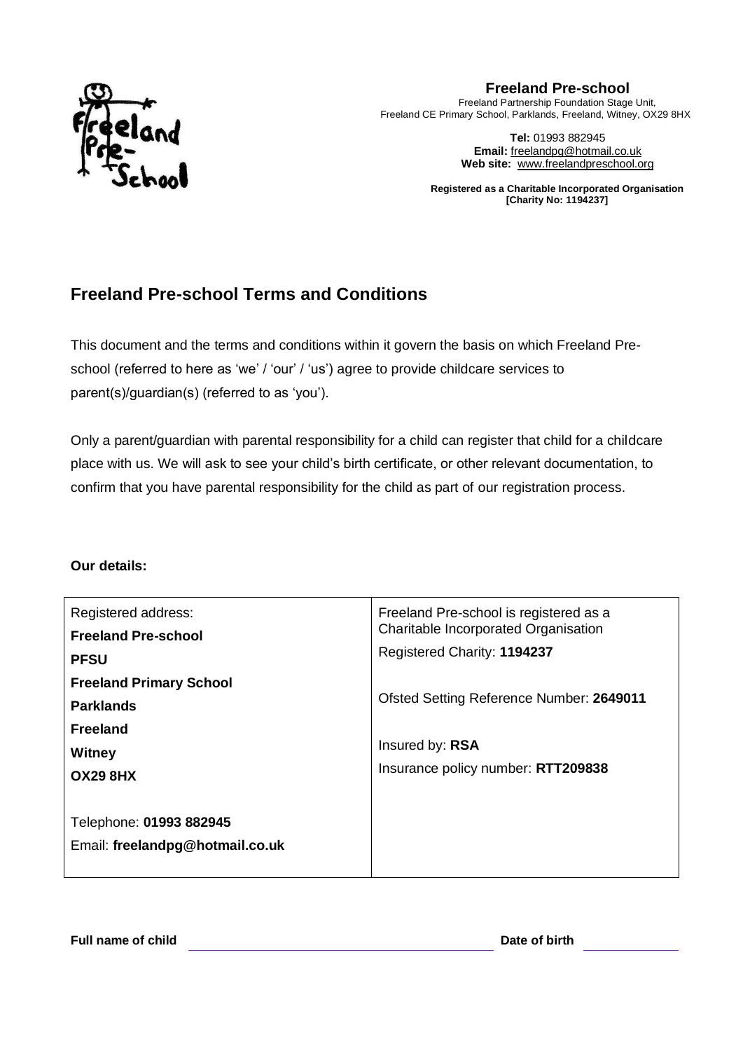**Freeland Pre-school**
Freeland Partnership Foundation Stage Unit,
Freeland CE Primary School, Parklands, Freeland, Witney, OX29 8HX

**Tel:** 01993 882945
**Email:** freelandpg@hotmail.co.uk
**Web site:** www.freelandpreschool.org

**Registered as a Charitable Incorporated Organisation**
**[Charity No: 1194237]**

## Freeland Pre-school Terms and Conditions

This document and the terms and conditions within it govern the basis on which Freeland Pre-school (referred to here as 'we' / 'our' / 'us') agree to provide childcare services to parent(s)/guardian(s) (referred to as 'you').

Only a parent/guardian with parental responsibility for a child can register that child for a childcare place with us. We will ask to see your child's birth certificate, or other relevant documentation, to confirm that you have parental responsibility for the child as part of our registration process.

**Our details:**

| Registered address:<br>**Freeland Pre-school**<br>**PFSU**<br>**Freeland Primary School**<br>**Parklands**<br>**Freeland**<br>**Witney**<br>**OX29 8HX**<br><br>Telephone: **01993 882945**<br>Email: **freelandpg@hotmail.co.uk** | Freeland Pre-school is registered as a Charitable Incorporated Organisation<br>Registered Charity: **1194237**<br><br>Ofsted Setting Reference Number: **2649011**<br><br>Insured by: **RSA**<br>Insurance policy number: **RTT209838** |
|---|---|

**Full name of child** ______________________________ **Date of birth** __________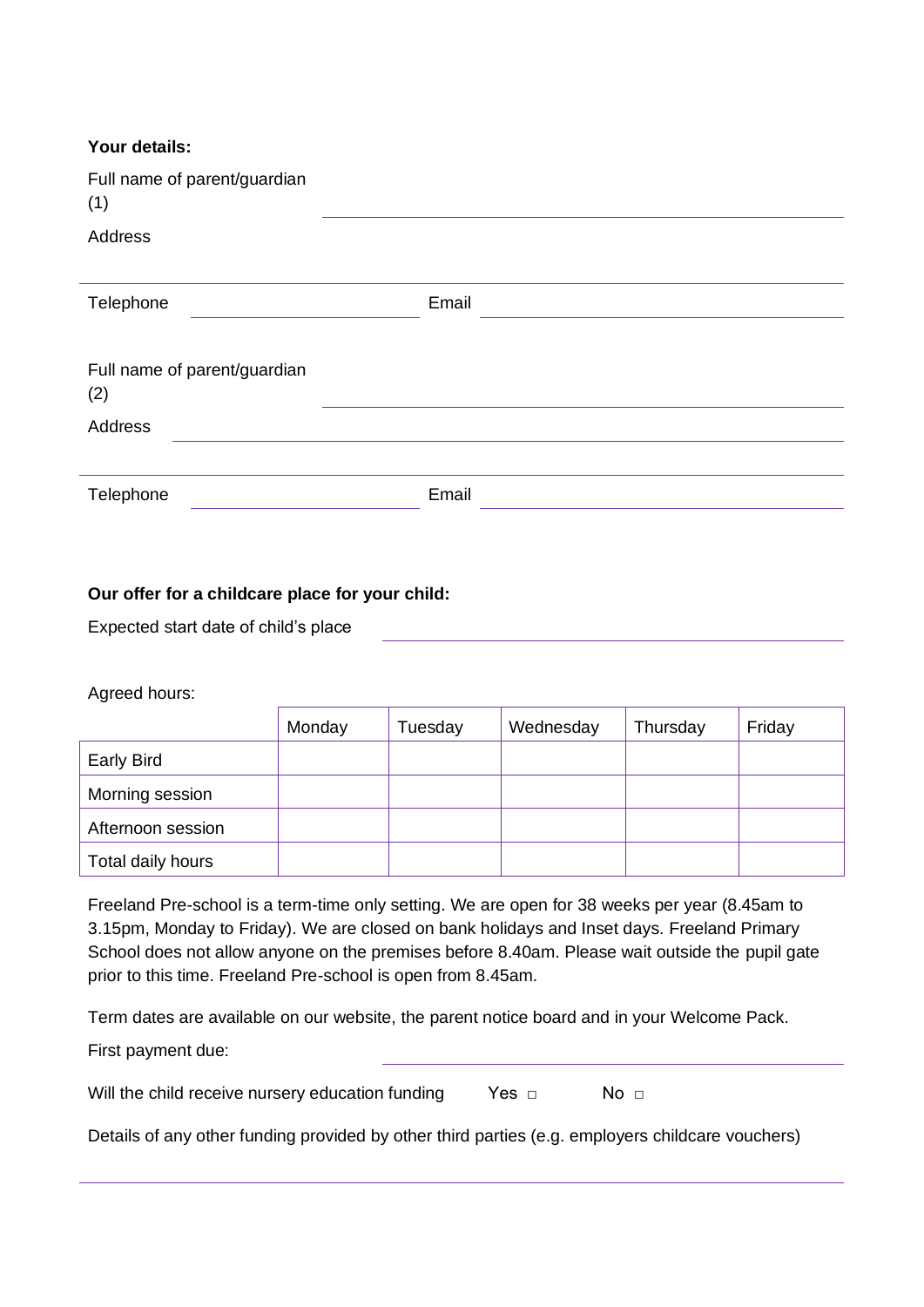**Your details:**

Full name of parent/guardian (1) \_\_\_\_\_\_\_\_\_\_\_\_\_\_\_\_\_\_\_\_\_\_\_\_\_\_\_\_\_\_\_\_

Address

\_\_\_\_\_\_\_\_\_\_\_\_\_\_\_\_\_\_\_\_\_\_\_\_\_\_\_\_\_\_\_\_\_\_\_\_\_\_\_\_\_\_\_\_

Telephone \_\_\_\_\_\_\_\_\_\_\_\_\_\_\_\_ Email \_\_\_\_\_\_\_\_\_\_\_\_\_\_\_\_\_\_\_\_\_\_\_\_

Full name of parent/guardian (2) \_\_\_\_\_\_\_\_\_\_\_\_\_\_\_\_\_\_\_\_\_\_\_\_\_\_\_\_\_\_\_\_

Address \_\_\_\_\_\_\_\_\_\_\_\_\_\_\_\_\_\_\_\_\_\_\_\_\_\_\_\_\_\_\_\_\_\_\_\_\_\_\_\_

\_\_\_\_\_\_\_\_\_\_\_\_\_\_\_\_\_\_\_\_\_\_\_\_\_\_\_\_\_\_\_\_\_\_\_\_\_\_\_\_\_\_\_\_

Telephone \_\_\_\_\_\_\_\_\_\_\_\_\_\_\_\_ Email \_\_\_\_\_\_\_\_\_\_\_\_\_\_\_\_\_\_\_\_\_\_\_\_

**Our offer for a childcare place for your child:**

Expected start date of child's place \_\_\_\_\_\_\_\_\_\_\_\_\_\_\_\_\_\_\_\_\_\_\_\_\_\_\_\_\_\_\_\_

Agreed hours:

| | Monday | Tuesday | Wednesday | Thursday | Friday |
|---|---|---|---|---|---|
| Early Bird | | | | | |
| Morning session | | | | | |
| Afternoon session | | | | | |
| Total daily hours | | | | | |

Freeland Pre-school is a term-time only setting. We are open for 38 weeks per year (8.45am to 3.15pm, Monday to Friday). We are closed on bank holidays and Inset days. Freeland Primary School does not allow anyone on the premises before 8.40am. Please wait outside the pupil gate prior to this time. Freeland Pre-school is open from 8.45am.

Term dates are available on our website, the parent notice board and in your Welcome Pack.

First payment due: \_\_\_\_\_\_\_\_\_\_\_\_\_\_\_\_\_\_\_\_\_\_\_\_\_\_\_\_\_\_\_\_

Will the child receive nursery education funding Yes □ No □

Details of any other funding provided by other third parties (e.g. employers childcare vouchers)

\_\_\_\_\_\_\_\_\_\_\_\_\_\_\_\_\_\_\_\_\_\_\_\_\_\_\_\_\_\_\_\_\_\_\_\_\_\_\_\_\_\_\_\_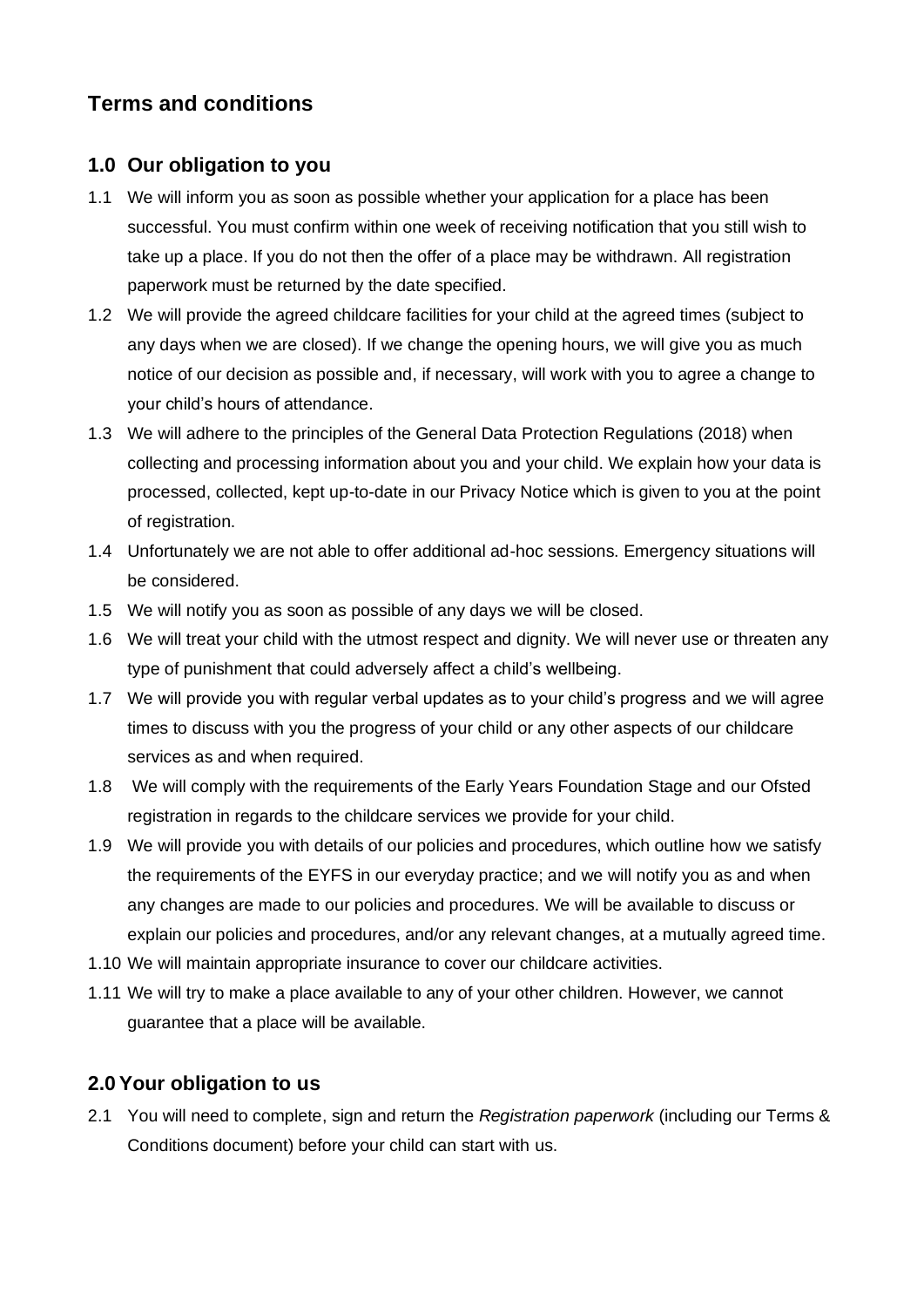## Terms and conditions

### 1.0 Our obligation to you

1.1 We will inform you as soon as possible whether your application for a place has been successful. You must confirm within one week of receiving notification that you still wish to take up a place. If you do not then the offer of a place may be withdrawn. All registration paperwork must be returned by the date specified.

1.2 We will provide the agreed childcare facilities for your child at the agreed times (subject to any days when we are closed). If we change the opening hours, we will give you as much notice of our decision as possible and, if necessary, will work with you to agree a change to your child's hours of attendance.

1.3 We will adhere to the principles of the General Data Protection Regulations (2018) when collecting and processing information about you and your child. We explain how your data is processed, collected, kept up-to-date in our Privacy Notice which is given to you at the point of registration.

1.4 Unfortunately we are not able to offer additional ad-hoc sessions. Emergency situations will be considered.

1.5 We will notify you as soon as possible of any days we will be closed.

1.6 We will treat your child with the utmost respect and dignity. We will never use or threaten any type of punishment that could adversely affect a child's wellbeing.

1.7 We will provide you with regular verbal updates as to your child's progress and we will agree times to discuss with you the progress of your child or any other aspects of our childcare services as and when required.

1.8 We will comply with the requirements of the Early Years Foundation Stage and our Ofsted registration in regards to the childcare services we provide for your child.

1.9 We will provide you with details of our policies and procedures, which outline how we satisfy the requirements of the EYFS in our everyday practice; and we will notify you as and when any changes are made to our policies and procedures. We will be available to discuss or explain our policies and procedures, and/or any relevant changes, at a mutually agreed time.

1.10 We will maintain appropriate insurance to cover our childcare activities.

1.11 We will try to make a place available to any of your other children. However, we cannot guarantee that a place will be available.

### 2.0 Your obligation to us

2.1 You will need to complete, sign and return the *Registration paperwork* (including our Terms & Conditions document) before your child can start with us.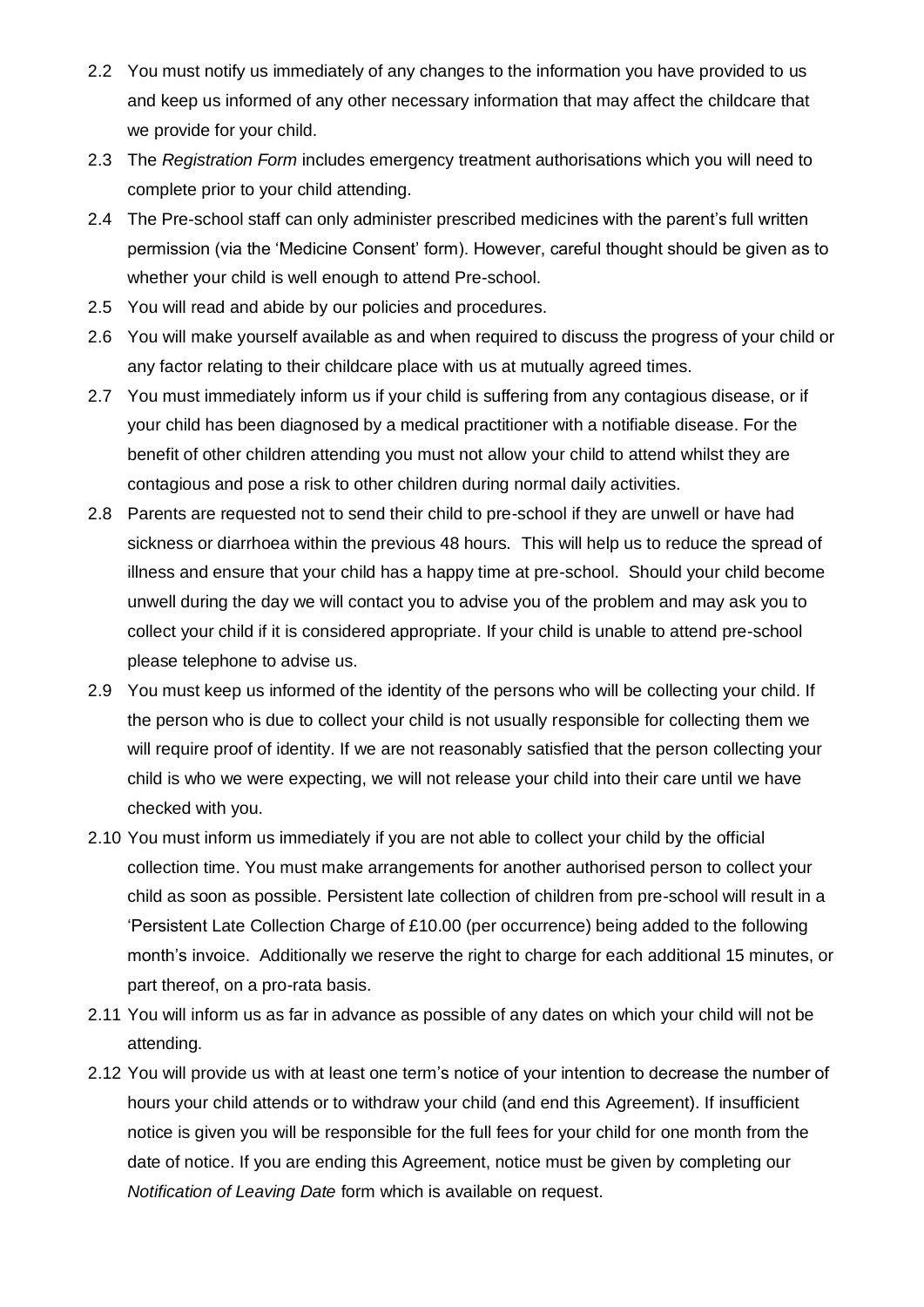2.2 You must notify us immediately of any changes to the information you have provided to us and keep us informed of any other necessary information that may affect the childcare that we provide for your child.

2.3 The *Registration Form* includes emergency treatment authorisations which you will need to complete prior to your child attending.

2.4 The Pre-school staff can only administer prescribed medicines with the parent's full written permission (via the 'Medicine Consent' form). However, careful thought should be given as to whether your child is well enough to attend Pre-school.

2.5 You will read and abide by our policies and procedures.

2.6 You will make yourself available as and when required to discuss the progress of your child or any factor relating to their childcare place with us at mutually agreed times.

2.7 You must immediately inform us if your child is suffering from any contagious disease, or if your child has been diagnosed by a medical practitioner with a notifiable disease. For the benefit of other children attending you must not allow your child to attend whilst they are contagious and pose a risk to other children during normal daily activities.

2.8 Parents are requested not to send their child to pre-school if they are unwell or have had sickness or diarrhoea within the previous 48 hours. This will help us to reduce the spread of illness and ensure that your child has a happy time at pre-school. Should your child become unwell during the day we will contact you to advise you of the problem and may ask you to collect your child if it is considered appropriate. If your child is unable to attend pre-school please telephone to advise us.

2.9 You must keep us informed of the identity of the persons who will be collecting your child. If the person who is due to collect your child is not usually responsible for collecting them we will require proof of identity. If we are not reasonably satisfied that the person collecting your child is who we were expecting, we will not release your child into their care until we have checked with you.

2.10 You must inform us immediately if you are not able to collect your child by the official collection time. You must make arrangements for another authorised person to collect your child as soon as possible. Persistent late collection of children from pre-school will result in a 'Persistent Late Collection Charge of £10.00 (per occurrence) being added to the following month's invoice. Additionally we reserve the right to charge for each additional 15 minutes, or part thereof, on a pro-rata basis.

2.11 You will inform us as far in advance as possible of any dates on which your child will not be attending.

2.12 You will provide us with at least one term's notice of your intention to decrease the number of hours your child attends or to withdraw your child (and end this Agreement). If insufficient notice is given you will be responsible for the full fees for your child for one month from the date of notice. If you are ending this Agreement, notice must be given by completing our *Notification of Leaving Date* form which is available on request.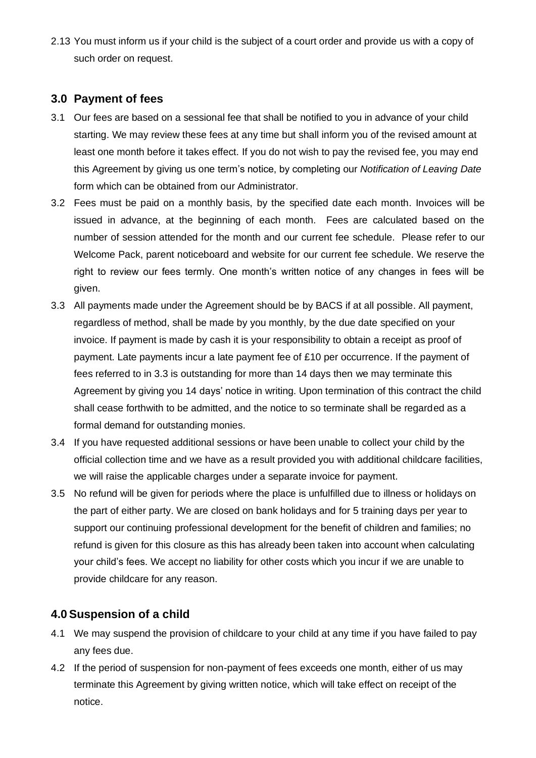2.13 You must inform us if your child is the subject of a court order and provide us with a copy of such order on request.

## 3.0 Payment of fees

3.1 Our fees are based on a sessional fee that shall be notified to you in advance of your child starting. We may review these fees at any time but shall inform you of the revised amount at least one month before it takes effect. If you do not wish to pay the revised fee, you may end this Agreement by giving us one term's notice, by completing our *Notification of Leaving Date* form which can be obtained from our Administrator.

3.2 Fees must be paid on a monthly basis, by the specified date each month. Invoices will be issued in advance, at the beginning of each month. Fees are calculated based on the number of session attended for the month and our current fee schedule. Please refer to our Welcome Pack, parent noticeboard and website for our current fee schedule. We reserve the right to review our fees termly. One month's written notice of any changes in fees will be given.

3.3 All payments made under the Agreement should be by BACS if at all possible. All payment, regardless of method, shall be made by you monthly, by the due date specified on your invoice. If payment is made by cash it is your responsibility to obtain a receipt as proof of payment. Late payments incur a late payment fee of £10 per occurrence. If the payment of fees referred to in 3.3 is outstanding for more than 14 days then we may terminate this Agreement by giving you 14 days' notice in writing. Upon termination of this contract the child shall cease forthwith to be admitted, and the notice to so terminate shall be regarded as a formal demand for outstanding monies.

3.4 If you have requested additional sessions or have been unable to collect your child by the official collection time and we have as a result provided you with additional childcare facilities, we will raise the applicable charges under a separate invoice for payment.

3.5 No refund will be given for periods where the place is unfulfilled due to illness or holidays on the part of either party. We are closed on bank holidays and for 5 training days per year to support our continuing professional development for the benefit of children and families; no refund is given for this closure as this has already been taken into account when calculating your child's fees. We accept no liability for other costs which you incur if we are unable to provide childcare for any reason.

## 4.0 Suspension of a child

4.1 We may suspend the provision of childcare to your child at any time if you have failed to pay any fees due.

4.2 If the period of suspension for non-payment of fees exceeds one month, either of us may terminate this Agreement by giving written notice, which will take effect on receipt of the notice.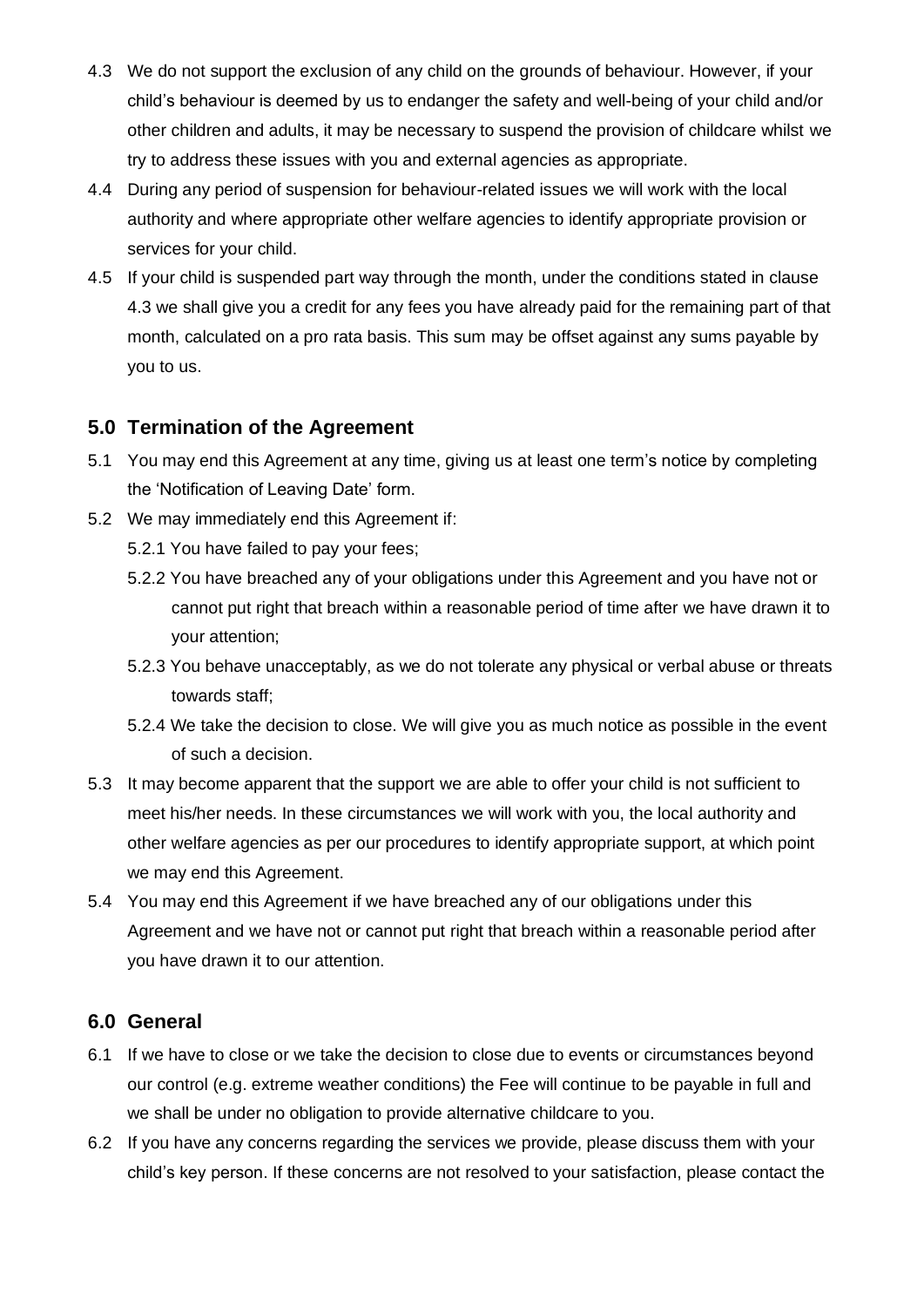4.3 We do not support the exclusion of any child on the grounds of behaviour. However, if your child's behaviour is deemed by us to endanger the safety and well-being of your child and/or other children and adults, it may be necessary to suspend the provision of childcare whilst we try to address these issues with you and external agencies as appropriate.

4.4 During any period of suspension for behaviour-related issues we will work with the local authority and where appropriate other welfare agencies to identify appropriate provision or services for your child.

4.5 If your child is suspended part way through the month, under the conditions stated in clause 4.3 we shall give you a credit for any fees you have already paid for the remaining part of that month, calculated on a pro rata basis. This sum may be offset against any sums payable by you to us.

## 5.0 Termination of the Agreement

5.1 You may end this Agreement at any time, giving us at least one term's notice by completing the 'Notification of Leaving Date' form.

5.2 We may immediately end this Agreement if:

5.2.1 You have failed to pay your fees;

5.2.2 You have breached any of your obligations under this Agreement and you have not or cannot put right that breach within a reasonable period of time after we have drawn it to your attention;

5.2.3 You behave unacceptably, as we do not tolerate any physical or verbal abuse or threats towards staff;

5.2.4 We take the decision to close. We will give you as much notice as possible in the event of such a decision.

5.3 It may become apparent that the support we are able to offer your child is not sufficient to meet his/her needs. In these circumstances we will work with you, the local authority and other welfare agencies as per our procedures to identify appropriate support, at which point we may end this Agreement.

5.4 You may end this Agreement if we have breached any of our obligations under this Agreement and we have not or cannot put right that breach within a reasonable period after you have drawn it to our attention.

## 6.0 General

6.1 If we have to close or we take the decision to close due to events or circumstances beyond our control (e.g. extreme weather conditions) the Fee will continue to be payable in full and we shall be under no obligation to provide alternative childcare to you.

6.2 If you have any concerns regarding the services we provide, please discuss them with your child's key person. If these concerns are not resolved to your satisfaction, please contact the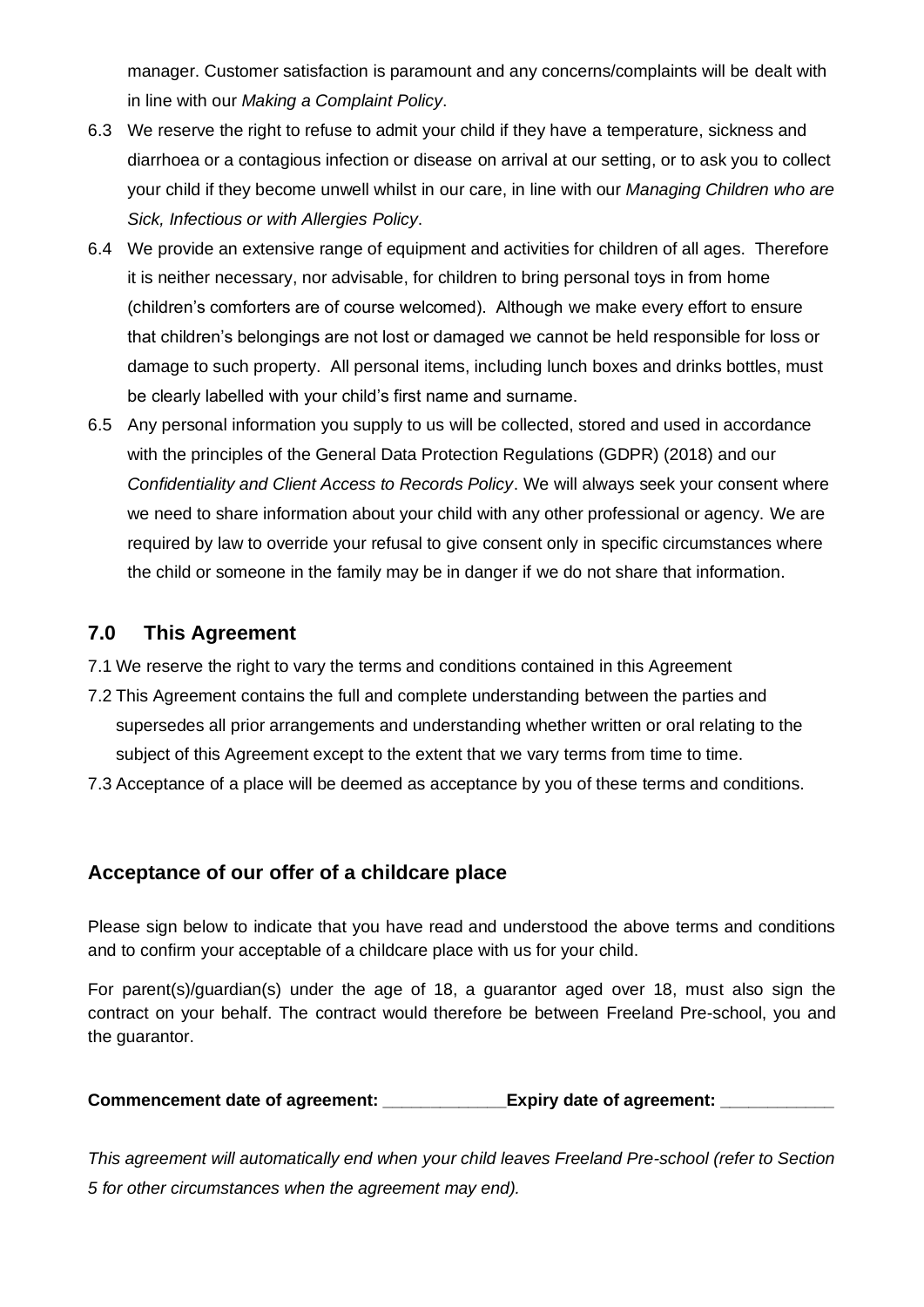manager. Customer satisfaction is paramount and any concerns/complaints will be dealt with in line with our *Making a Complaint Policy*.

6.3 We reserve the right to refuse to admit your child if they have a temperature, sickness and diarrhoea or a contagious infection or disease on arrival at our setting, or to ask you to collect your child if they become unwell whilst in our care, in line with our *Managing Children who are Sick, Infectious or with Allergies Policy*.

6.4 We provide an extensive range of equipment and activities for children of all ages. Therefore it is neither necessary, nor advisable, for children to bring personal toys in from home (children's comforters are of course welcomed). Although we make every effort to ensure that children's belongings are not lost or damaged we cannot be held responsible for loss or damage to such property. All personal items, including lunch boxes and drinks bottles, must be clearly labelled with your child's first name and surname.

6.5 Any personal information you supply to us will be collected, stored and used in accordance with the principles of the General Data Protection Regulations (GDPR) (2018) and our *Confidentiality and Client Access to Records Policy*. We will always seek your consent where we need to share information about your child with any other professional or agency. We are required by law to override your refusal to give consent only in specific circumstances where the child or someone in the family may be in danger if we do not share that information.

## 7.0 This Agreement

7.1 We reserve the right to vary the terms and conditions contained in this Agreement

7.2 This Agreement contains the full and complete understanding between the parties and supersedes all prior arrangements and understanding whether written or oral relating to the subject of this Agreement except to the extent that we vary terms from time to time.

7.3 Acceptance of a place will be deemed as acceptance by you of these terms and conditions.

## Acceptance of our offer of a childcare place

Please sign below to indicate that you have read and understood the above terms and conditions and to confirm your acceptable of a childcare place with us for your child.

For parent(s)/guardian(s) under the age of 18, a guarantor aged over 18, must also sign the contract on your behalf. The contract would therefore be between Freeland Pre-school, you and the guarantor.

**Commencement date of agreement: _____________Expiry date of agreement: ____________**

*This agreement will automatically end when your child leaves Freeland Pre-school (refer to Section 5 for other circumstances when the agreement may end).*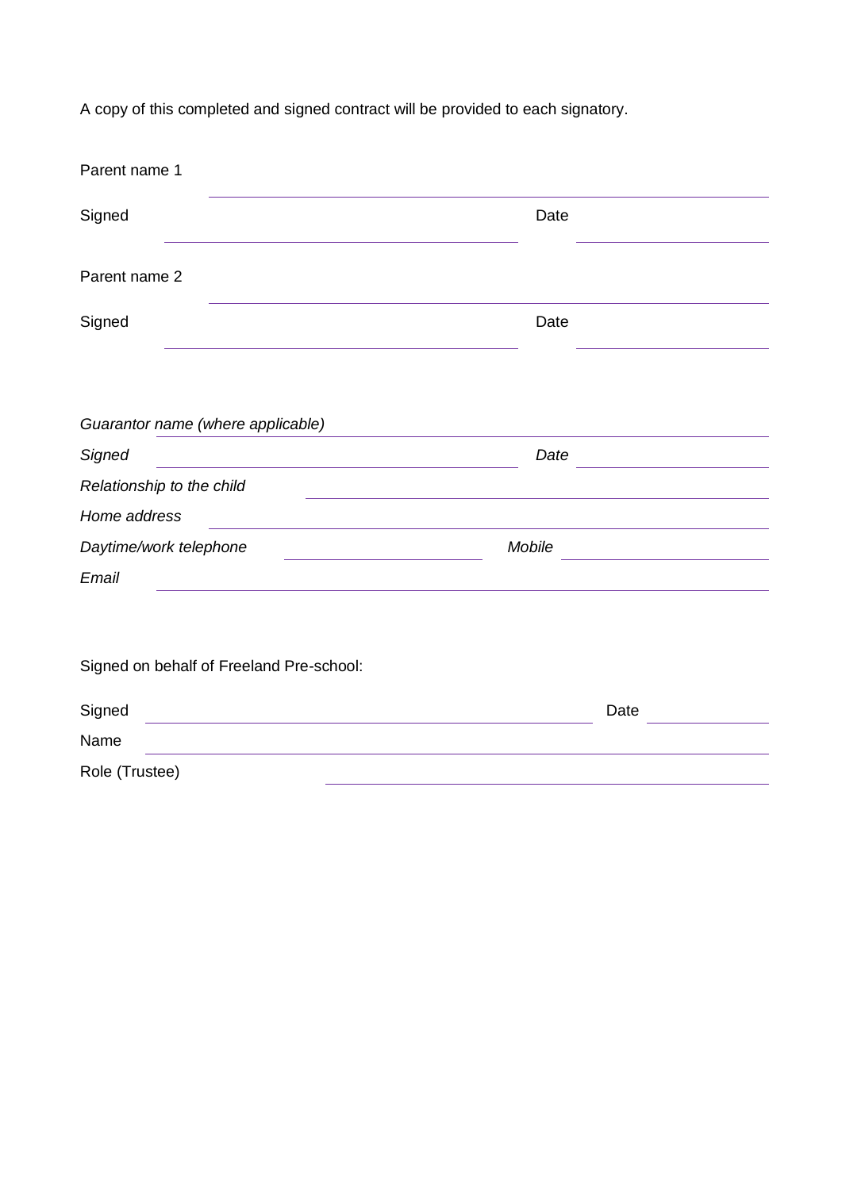A copy of this completed and signed contract will be provided to each signatory.

Parent name 1 ______________________________

Signed ______________________________ Date ______________

Parent name 2 ______________________________

Signed ______________________________ Date ______________

*Guarantor name (where applicable)* ______________________________

*Signed* ______________________________ *Date* ______________

*Relationship to the child* ______________________________

*Home address* ______________________________

*Daytime/work telephone* ______________ *Mobile* ______________

*Email* ______________________________

Signed on behalf of Freeland Pre-school:

Signed ______________________________ Date ______________

Name ______________________________

Role (Trustee) ______________________________